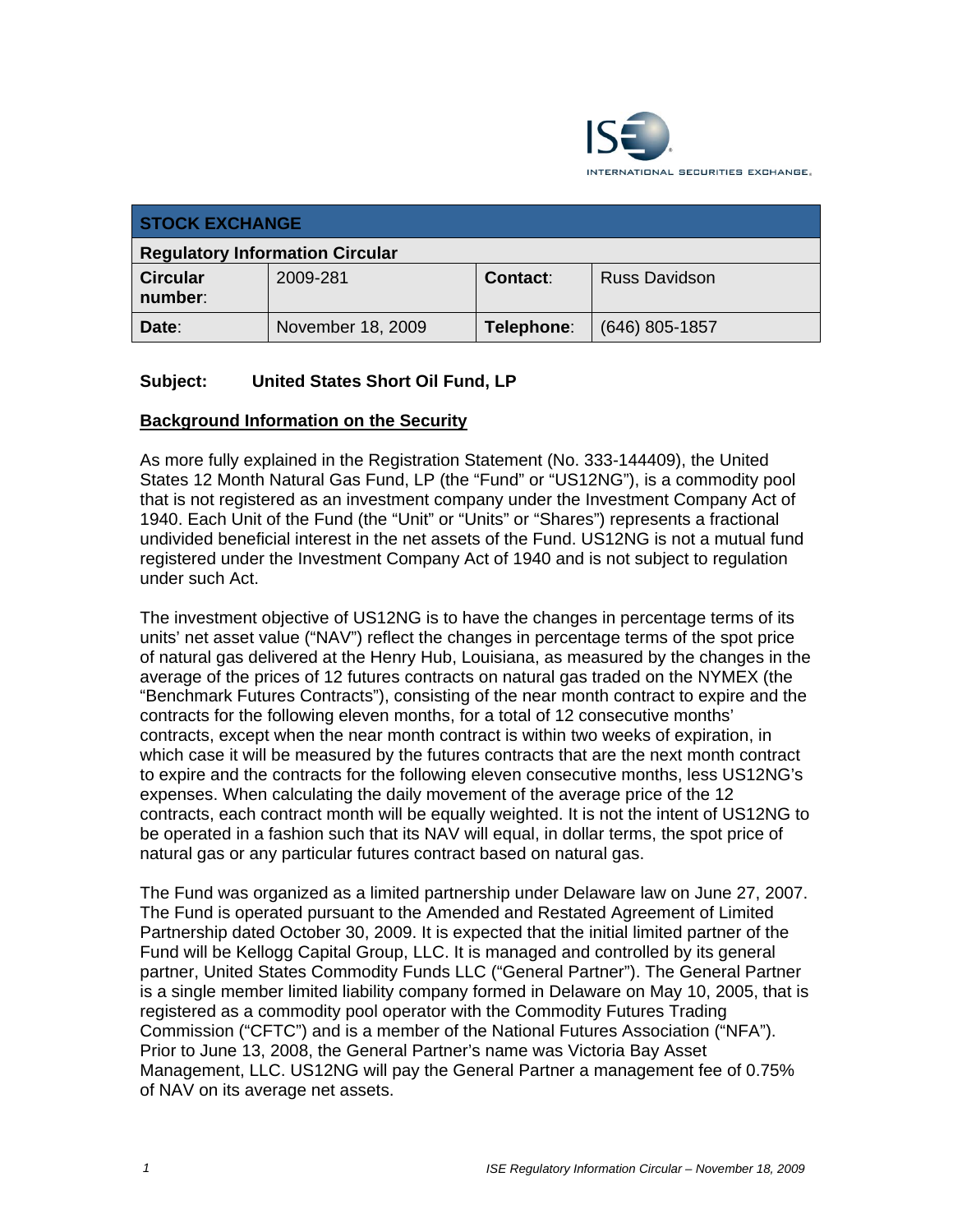| STOCK EXCHANGE | | | |
|---|---|---|---|
| **Regulatory Information Circular** | | | |
| **Circular number**: | 2009-281 | **Contact**: | Russ Davidson |
| **Date**: | November 18, 2009 | **Telephone**: | (646) 805-1857 |

**Subject: United States Short Oil Fund, LP**

## Background Information on the Security

As more fully explained in the Registration Statement (No. 333-144409), the United States 12 Month Natural Gas Fund, LP (the "Fund" or "US12NG"), is a commodity pool that is not registered as an investment company under the Investment Company Act of 1940. Each Unit of the Fund (the "Unit" or "Units" or "Shares") represents a fractional undivided beneficial interest in the net assets of the Fund. US12NG is not a mutual fund registered under the Investment Company Act of 1940 and is not subject to regulation under such Act.

The investment objective of US12NG is to have the changes in percentage terms of its units' net asset value ("NAV") reflect the changes in percentage terms of the spot price of natural gas delivered at the Henry Hub, Louisiana, as measured by the changes in the average of the prices of 12 futures contracts on natural gas traded on the NYMEX (the "Benchmark Futures Contracts"), consisting of the near month contract to expire and the contracts for the following eleven months, for a total of 12 consecutive months' contracts, except when the near month contract is within two weeks of expiration, in which case it will be measured by the futures contracts that are the next month contract to expire and the contracts for the following eleven consecutive months, less US12NG's expenses. When calculating the daily movement of the average price of the 12 contracts, each contract month will be equally weighted. It is not the intent of US12NG to be operated in a fashion such that its NAV will equal, in dollar terms, the spot price of natural gas or any particular futures contract based on natural gas.

The Fund was organized as a limited partnership under Delaware law on June 27, 2007. The Fund is operated pursuant to the Amended and Restated Agreement of Limited Partnership dated October 30, 2009. It is expected that the initial limited partner of the Fund will be Kellogg Capital Group, LLC. It is managed and controlled by its general partner, United States Commodity Funds LLC ("General Partner"). The General Partner is a single member limited liability company formed in Delaware on May 10, 2005, that is registered as a commodity pool operator with the Commodity Futures Trading Commission ("CFTC") and is a member of the National Futures Association ("NFA"). Prior to June 13, 2008, the General Partner's name was Victoria Bay Asset Management, LLC. US12NG will pay the General Partner a management fee of 0.75% of NAV on its average net assets.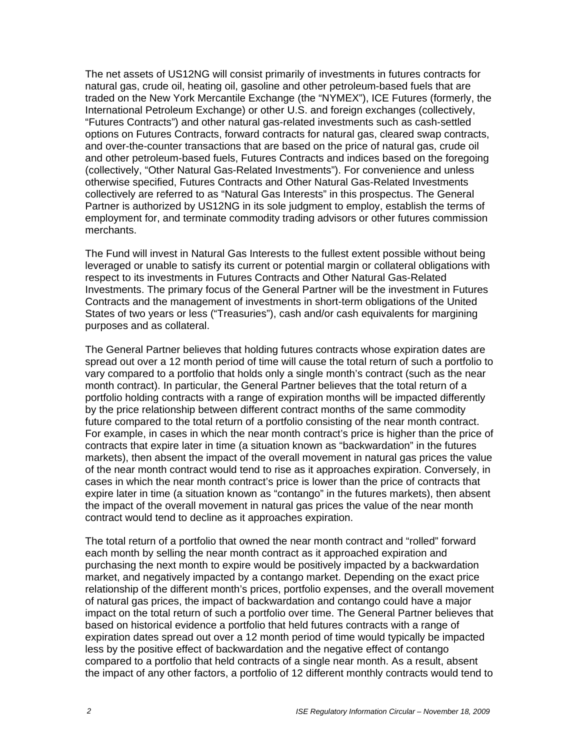The net assets of US12NG will consist primarily of investments in futures contracts for natural gas, crude oil, heating oil, gasoline and other petroleum-based fuels that are traded on the New York Mercantile Exchange (the "NYMEX"), ICE Futures (formerly, the International Petroleum Exchange) or other U.S. and foreign exchanges (collectively, "Futures Contracts") and other natural gas-related investments such as cash-settled options on Futures Contracts, forward contracts for natural gas, cleared swap contracts, and over-the-counter transactions that are based on the price of natural gas, crude oil and other petroleum-based fuels, Futures Contracts and indices based on the foregoing (collectively, "Other Natural Gas-Related Investments"). For convenience and unless otherwise specified, Futures Contracts and Other Natural Gas-Related Investments collectively are referred to as "Natural Gas Interests" in this prospectus. The General Partner is authorized by US12NG in its sole judgment to employ, establish the terms of employment for, and terminate commodity trading advisors or other futures commission merchants.

The Fund will invest in Natural Gas Interests to the fullest extent possible without being leveraged or unable to satisfy its current or potential margin or collateral obligations with respect to its investments in Futures Contracts and Other Natural Gas-Related Investments. The primary focus of the General Partner will be the investment in Futures Contracts and the management of investments in short-term obligations of the United States of two years or less ("Treasuries"), cash and/or cash equivalents for margining purposes and as collateral.

The General Partner believes that holding futures contracts whose expiration dates are spread out over a 12 month period of time will cause the total return of such a portfolio to vary compared to a portfolio that holds only a single month's contract (such as the near month contract). In particular, the General Partner believes that the total return of a portfolio holding contracts with a range of expiration months will be impacted differently by the price relationship between different contract months of the same commodity future compared to the total return of a portfolio consisting of the near month contract. For example, in cases in which the near month contract's price is higher than the price of contracts that expire later in time (a situation known as "backwardation" in the futures markets), then absent the impact of the overall movement in natural gas prices the value of the near month contract would tend to rise as it approaches expiration. Conversely, in cases in which the near month contract's price is lower than the price of contracts that expire later in time (a situation known as "contango" in the futures markets), then absent the impact of the overall movement in natural gas prices the value of the near month contract would tend to decline as it approaches expiration.

The total return of a portfolio that owned the near month contract and "rolled" forward each month by selling the near month contract as it approached expiration and purchasing the next month to expire would be positively impacted by a backwardation market, and negatively impacted by a contango market. Depending on the exact price relationship of the different month's prices, portfolio expenses, and the overall movement of natural gas prices, the impact of backwardation and contango could have a major impact on the total return of such a portfolio over time. The General Partner believes that based on historical evidence a portfolio that held futures contracts with a range of expiration dates spread out over a 12 month period of time would typically be impacted less by the positive effect of backwardation and the negative effect of contango compared to a portfolio that held contracts of a single near month. As a result, absent the impact of any other factors, a portfolio of 12 different monthly contracts would tend to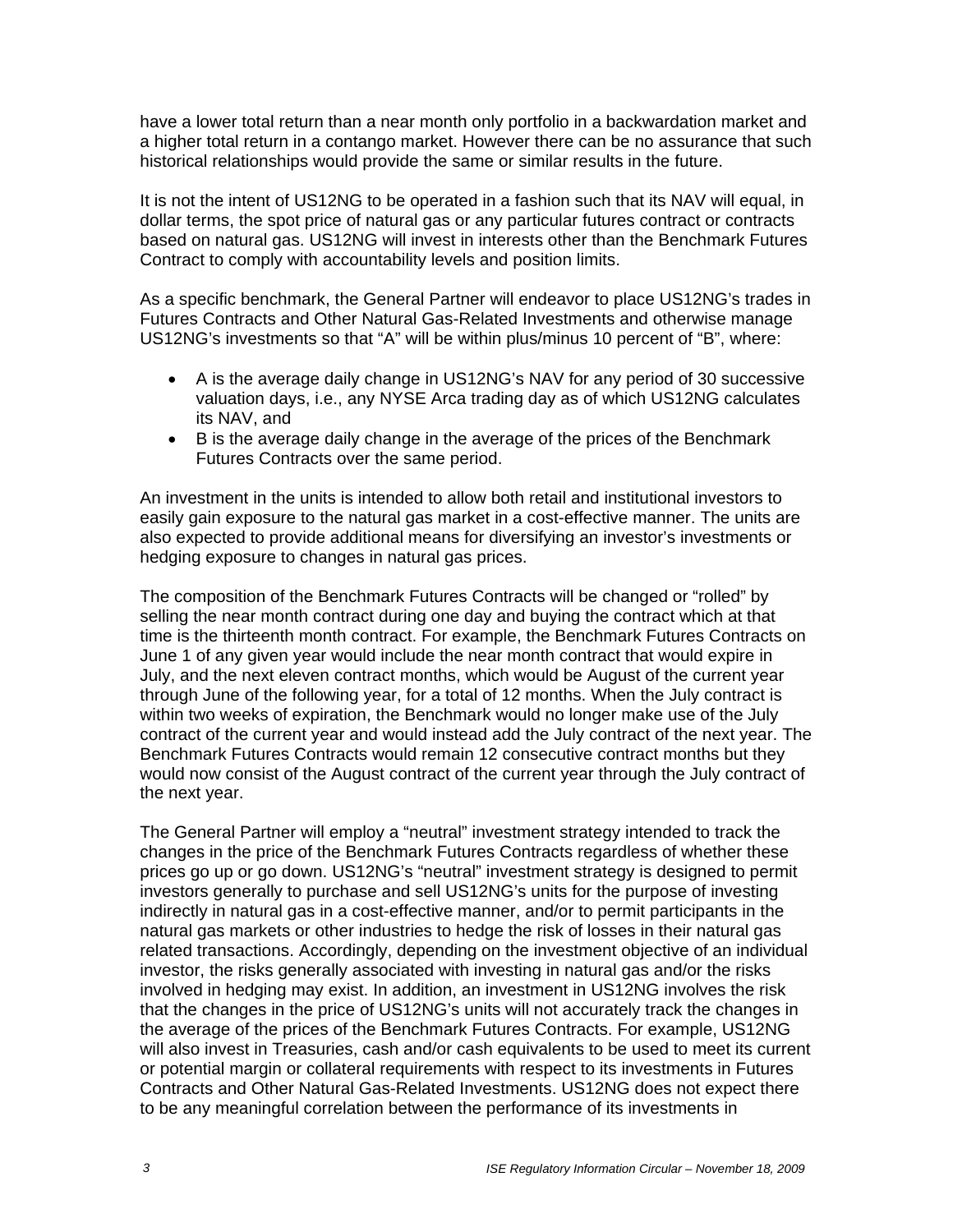have a lower total return than a near month only portfolio in a backwardation market and a higher total return in a contango market. However there can be no assurance that such historical relationships would provide the same or similar results in the future.

It is not the intent of US12NG to be operated in a fashion such that its NAV will equal, in dollar terms, the spot price of natural gas or any particular futures contract or contracts based on natural gas. US12NG will invest in interests other than the Benchmark Futures Contract to comply with accountability levels and position limits.

As a specific benchmark, the General Partner will endeavor to place US12NG's trades in Futures Contracts and Other Natural Gas-Related Investments and otherwise manage US12NG's investments so that "A" will be within plus/minus 10 percent of "B", where:

- A is the average daily change in US12NG's NAV for any period of 30 successive valuation days, i.e., any NYSE Arca trading day as of which US12NG calculates its NAV, and
- B is the average daily change in the average of the prices of the Benchmark Futures Contracts over the same period.

An investment in the units is intended to allow both retail and institutional investors to easily gain exposure to the natural gas market in a cost-effective manner. The units are also expected to provide additional means for diversifying an investor's investments or hedging exposure to changes in natural gas prices.

The composition of the Benchmark Futures Contracts will be changed or "rolled" by selling the near month contract during one day and buying the contract which at that time is the thirteenth month contract. For example, the Benchmark Futures Contracts on June 1 of any given year would include the near month contract that would expire in July, and the next eleven contract months, which would be August of the current year through June of the following year, for a total of 12 months. When the July contract is within two weeks of expiration, the Benchmark would no longer make use of the July contract of the current year and would instead add the July contract of the next year. The Benchmark Futures Contracts would remain 12 consecutive contract months but they would now consist of the August contract of the current year through the July contract of the next year.

The General Partner will employ a "neutral" investment strategy intended to track the changes in the price of the Benchmark Futures Contracts regardless of whether these prices go up or go down. US12NG's "neutral" investment strategy is designed to permit investors generally to purchase and sell US12NG's units for the purpose of investing indirectly in natural gas in a cost-effective manner, and/or to permit participants in the natural gas markets or other industries to hedge the risk of losses in their natural gas related transactions. Accordingly, depending on the investment objective of an individual investor, the risks generally associated with investing in natural gas and/or the risks involved in hedging may exist. In addition, an investment in US12NG involves the risk that the changes in the price of US12NG's units will not accurately track the changes in the average of the prices of the Benchmark Futures Contracts. For example, US12NG will also invest in Treasuries, cash and/or cash equivalents to be used to meet its current or potential margin or collateral requirements with respect to its investments in Futures Contracts and Other Natural Gas-Related Investments. US12NG does not expect there to be any meaningful correlation between the performance of its investments in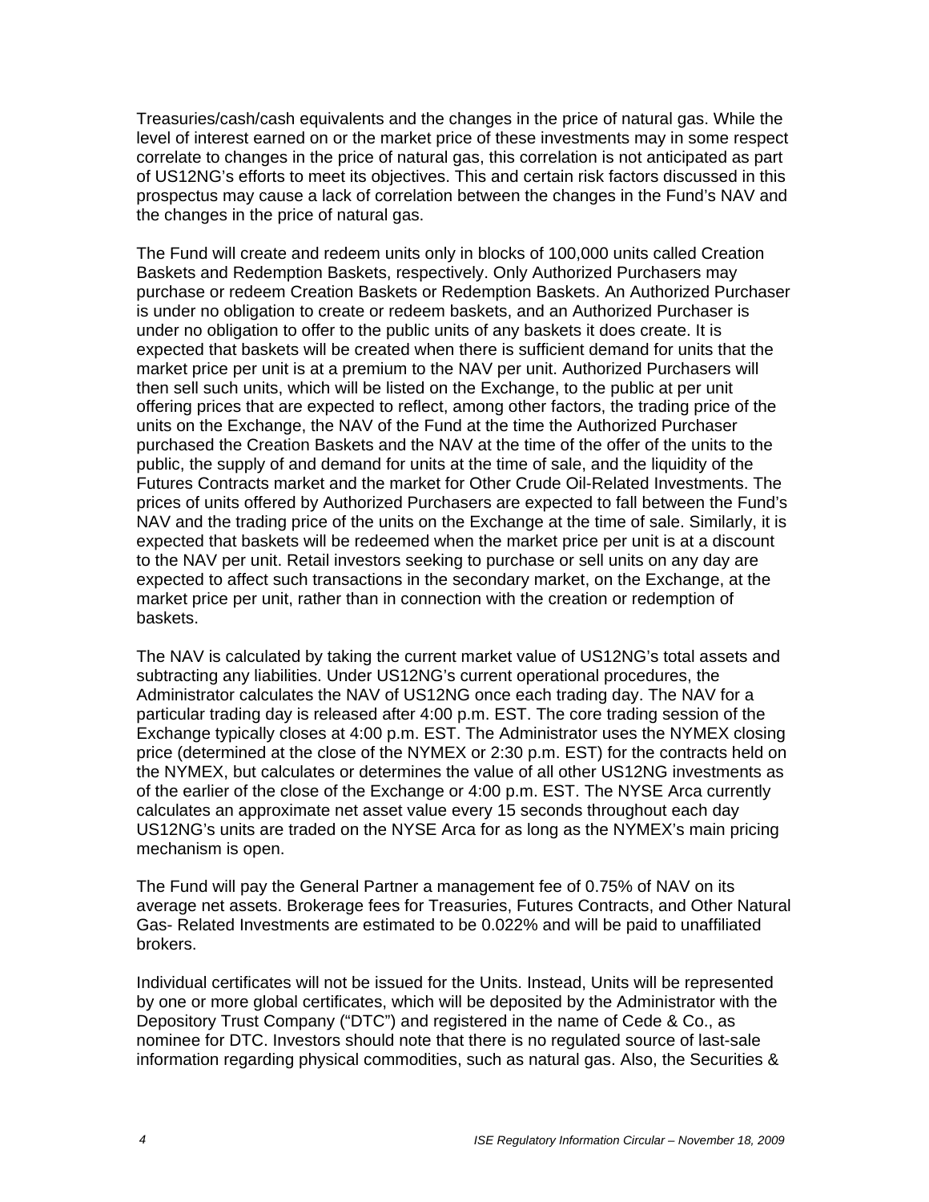Treasuries/cash/cash equivalents and the changes in the price of natural gas. While the level of interest earned on or the market price of these investments may in some respect correlate to changes in the price of natural gas, this correlation is not anticipated as part of US12NG's efforts to meet its objectives. This and certain risk factors discussed in this prospectus may cause a lack of correlation between the changes in the Fund's NAV and the changes in the price of natural gas.

The Fund will create and redeem units only in blocks of 100,000 units called Creation Baskets and Redemption Baskets, respectively. Only Authorized Purchasers may purchase or redeem Creation Baskets or Redemption Baskets. An Authorized Purchaser is under no obligation to create or redeem baskets, and an Authorized Purchaser is under no obligation to offer to the public units of any baskets it does create. It is expected that baskets will be created when there is sufficient demand for units that the market price per unit is at a premium to the NAV per unit. Authorized Purchasers will then sell such units, which will be listed on the Exchange, to the public at per unit offering prices that are expected to reflect, among other factors, the trading price of the units on the Exchange, the NAV of the Fund at the time the Authorized Purchaser purchased the Creation Baskets and the NAV at the time of the offer of the units to the public, the supply of and demand for units at the time of sale, and the liquidity of the Futures Contracts market and the market for Other Crude Oil-Related Investments. The prices of units offered by Authorized Purchasers are expected to fall between the Fund's NAV and the trading price of the units on the Exchange at the time of sale. Similarly, it is expected that baskets will be redeemed when the market price per unit is at a discount to the NAV per unit. Retail investors seeking to purchase or sell units on any day are expected to affect such transactions in the secondary market, on the Exchange, at the market price per unit, rather than in connection with the creation or redemption of baskets.

The NAV is calculated by taking the current market value of US12NG's total assets and subtracting any liabilities. Under US12NG's current operational procedures, the Administrator calculates the NAV of US12NG once each trading day. The NAV for a particular trading day is released after 4:00 p.m. EST. The core trading session of the Exchange typically closes at 4:00 p.m. EST. The Administrator uses the NYMEX closing price (determined at the close of the NYMEX or 2:30 p.m. EST) for the contracts held on the NYMEX, but calculates or determines the value of all other US12NG investments as of the earlier of the close of the Exchange or 4:00 p.m. EST. The NYSE Arca currently calculates an approximate net asset value every 15 seconds throughout each day US12NG's units are traded on the NYSE Arca for as long as the NYMEX's main pricing mechanism is open.

The Fund will pay the General Partner a management fee of 0.75% of NAV on its average net assets. Brokerage fees for Treasuries, Futures Contracts, and Other Natural Gas- Related Investments are estimated to be 0.022% and will be paid to unaffiliated brokers.

Individual certificates will not be issued for the Units. Instead, Units will be represented by one or more global certificates, which will be deposited by the Administrator with the Depository Trust Company ("DTC") and registered in the name of Cede & Co., as nominee for DTC. Investors should note that there is no regulated source of last-sale information regarding physical commodities, such as natural gas. Also, the Securities &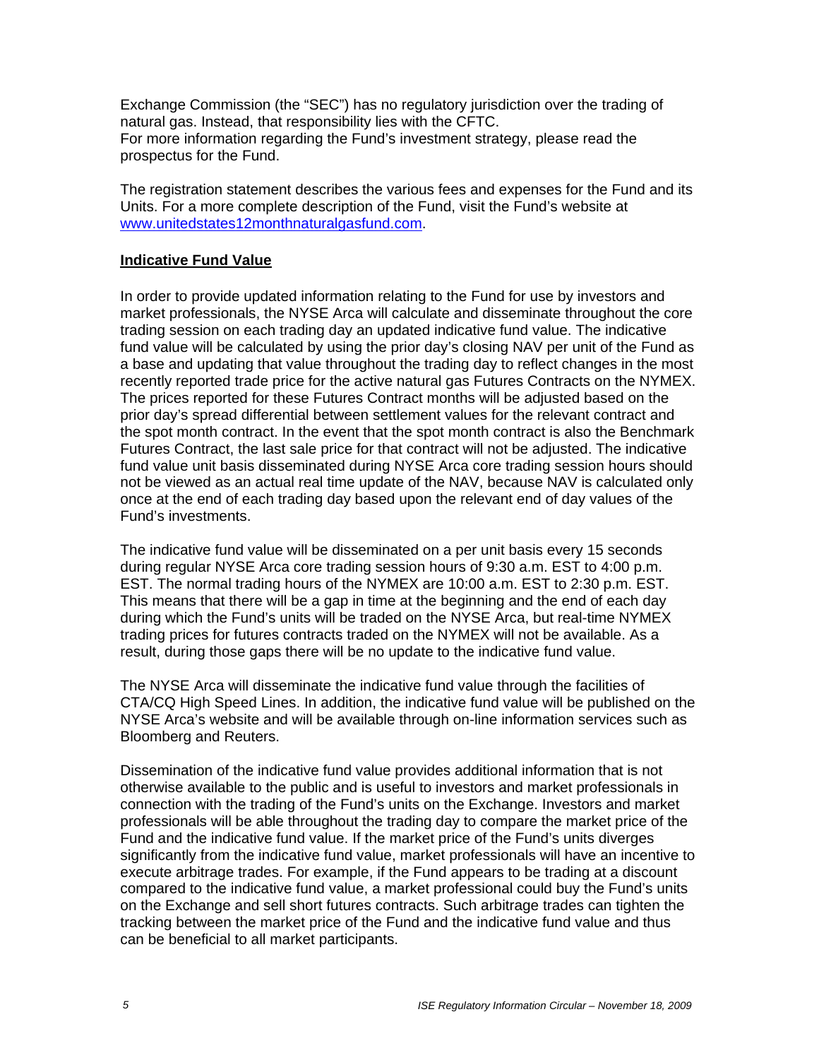Exchange Commission (the "SEC") has no regulatory jurisdiction over the trading of natural gas. Instead, that responsibility lies with the CFTC.
For more information regarding the Fund's investment strategy, please read the prospectus for the Fund.

The registration statement describes the various fees and expenses for the Fund and its Units. For a more complete description of the Fund, visit the Fund's website at [www.unitedstates12monthnaturalgasfund.com](http://www.unitedstates12monthnaturalgasfund.com).

## Indicative Fund Value

In order to provide updated information relating to the Fund for use by investors and market professionals, the NYSE Arca will calculate and disseminate throughout the core trading session on each trading day an updated indicative fund value. The indicative fund value will be calculated by using the prior day's closing NAV per unit of the Fund as a base and updating that value throughout the trading day to reflect changes in the most recently reported trade price for the active natural gas Futures Contracts on the NYMEX. The prices reported for these Futures Contract months will be adjusted based on the prior day's spread differential between settlement values for the relevant contract and the spot month contract. In the event that the spot month contract is also the Benchmark Futures Contract, the last sale price for that contract will not be adjusted. The indicative fund value unit basis disseminated during NYSE Arca core trading session hours should not be viewed as an actual real time update of the NAV, because NAV is calculated only once at the end of each trading day based upon the relevant end of day values of the Fund's investments.

The indicative fund value will be disseminated on a per unit basis every 15 seconds during regular NYSE Arca core trading session hours of 9:30 a.m. EST to 4:00 p.m. EST. The normal trading hours of the NYMEX are 10:00 a.m. EST to 2:30 p.m. EST. This means that there will be a gap in time at the beginning and the end of each day during which the Fund's units will be traded on the NYSE Arca, but real-time NYMEX trading prices for futures contracts traded on the NYMEX will not be available. As a result, during those gaps there will be no update to the indicative fund value.

The NYSE Arca will disseminate the indicative fund value through the facilities of CTA/CQ High Speed Lines. In addition, the indicative fund value will be published on the NYSE Arca's website and will be available through on-line information services such as Bloomberg and Reuters.

Dissemination of the indicative fund value provides additional information that is not otherwise available to the public and is useful to investors and market professionals in connection with the trading of the Fund's units on the Exchange. Investors and market professionals will be able throughout the trading day to compare the market price of the Fund and the indicative fund value. If the market price of the Fund's units diverges significantly from the indicative fund value, market professionals will have an incentive to execute arbitrage trades. For example, if the Fund appears to be trading at a discount compared to the indicative fund value, a market professional could buy the Fund's units on the Exchange and sell short futures contracts. Such arbitrage trades can tighten the tracking between the market price of the Fund and the indicative fund value and thus can be beneficial to all market participants.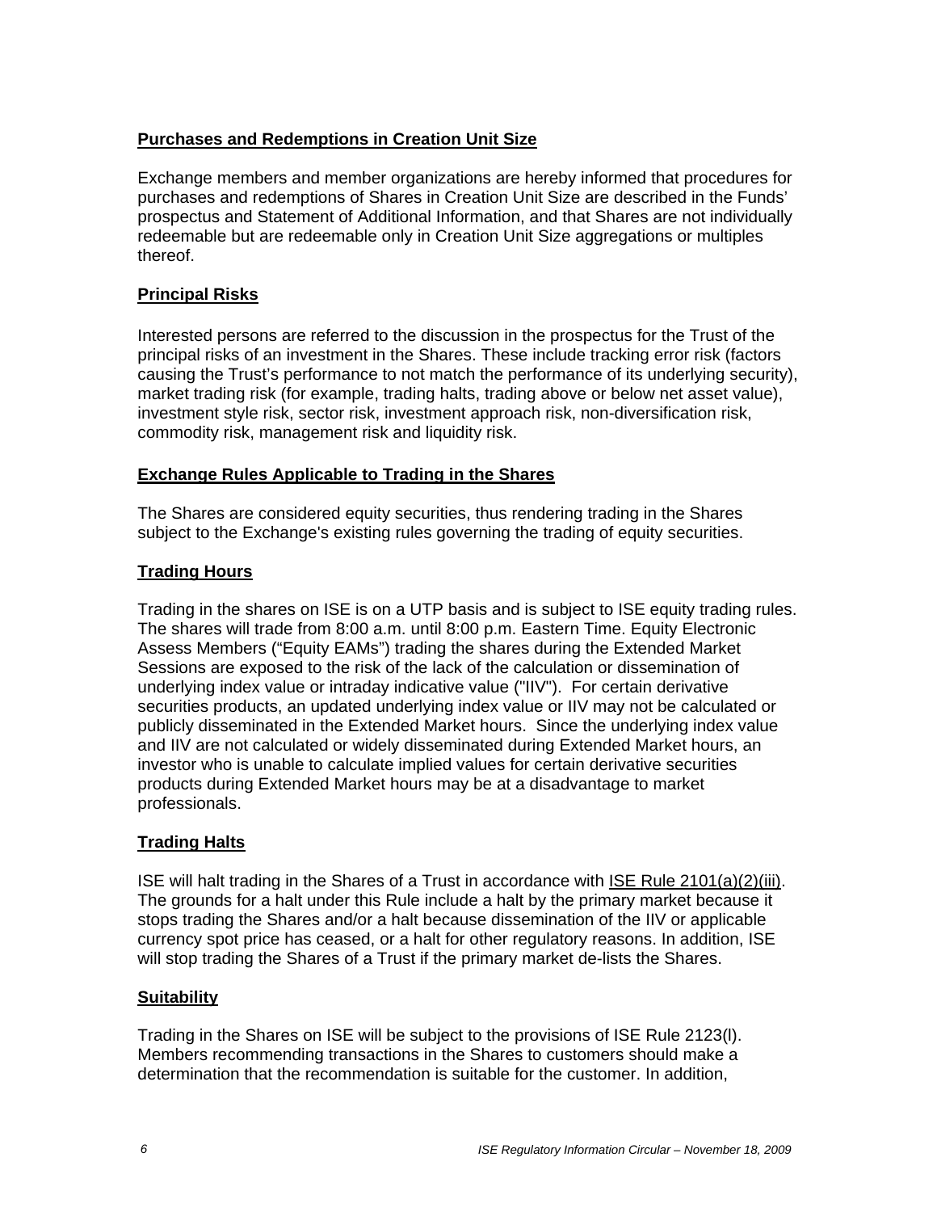## Purchases and Redemptions in Creation Unit Size

Exchange members and member organizations are hereby informed that procedures for purchases and redemptions of Shares in Creation Unit Size are described in the Funds' prospectus and Statement of Additional Information, and that Shares are not individually redeemable but are redeemable only in Creation Unit Size aggregations or multiples thereof.

## Principal Risks

Interested persons are referred to the discussion in the prospectus for the Trust of the principal risks of an investment in the Shares. These include tracking error risk (factors causing the Trust's performance to not match the performance of its underlying security), market trading risk (for example, trading halts, trading above or below net asset value), investment style risk, sector risk, investment approach risk, non-diversification risk, commodity risk, management risk and liquidity risk.

## Exchange Rules Applicable to Trading in the Shares

The Shares are considered equity securities, thus rendering trading in the Shares subject to the Exchange's existing rules governing the trading of equity securities.

## Trading Hours

Trading in the shares on ISE is on a UTP basis and is subject to ISE equity trading rules. The shares will trade from 8:00 a.m. until 8:00 p.m. Eastern Time. Equity Electronic Assess Members ("Equity EAMs") trading the shares during the Extended Market Sessions are exposed to the risk of the lack of the calculation or dissemination of underlying index value or intraday indicative value ("IIV"). For certain derivative securities products, an updated underlying index value or IIV may not be calculated or publicly disseminated in the Extended Market hours. Since the underlying index value and IIV are not calculated or widely disseminated during Extended Market hours, an investor who is unable to calculate implied values for certain derivative securities products during Extended Market hours may be at a disadvantage to market professionals.

## Trading Halts

ISE will halt trading in the Shares of a Trust in accordance with ISE Rule 2101(a)(2)(iii). The grounds for a halt under this Rule include a halt by the primary market because it stops trading the Shares and/or a halt because dissemination of the IIV or applicable currency spot price has ceased, or a halt for other regulatory reasons. In addition, ISE will stop trading the Shares of a Trust if the primary market de-lists the Shares.

## Suitability

Trading in the Shares on ISE will be subject to the provisions of ISE Rule 2123(l). Members recommending transactions in the Shares to customers should make a determination that the recommendation is suitable for the customer. In addition,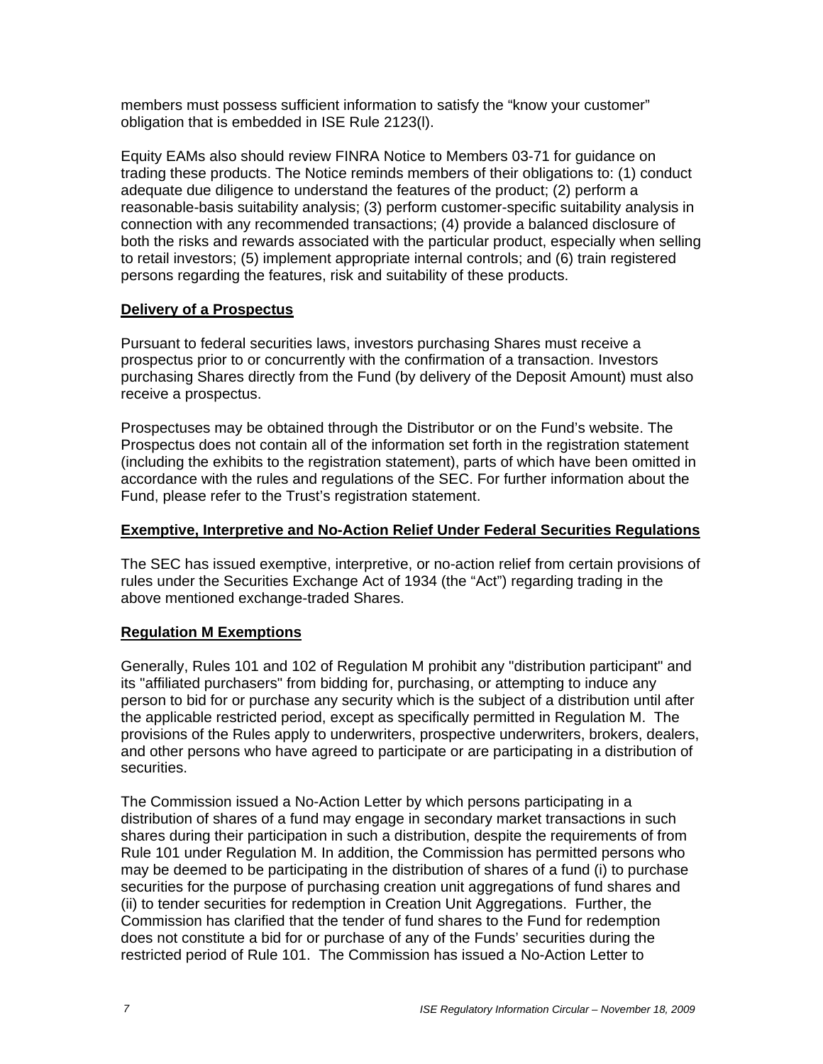members must possess sufficient information to satisfy the "know your customer" obligation that is embedded in ISE Rule 2123(l).

Equity EAMs also should review FINRA Notice to Members 03-71 for guidance on trading these products. The Notice reminds members of their obligations to: (1) conduct adequate due diligence to understand the features of the product; (2) perform a reasonable-basis suitability analysis; (3) perform customer-specific suitability analysis in connection with any recommended transactions; (4) provide a balanced disclosure of both the risks and rewards associated with the particular product, especially when selling to retail investors; (5) implement appropriate internal controls; and (6) train registered persons regarding the features, risk and suitability of these products.

## Delivery of a Prospectus

Pursuant to federal securities laws, investors purchasing Shares must receive a prospectus prior to or concurrently with the confirmation of a transaction. Investors purchasing Shares directly from the Fund (by delivery of the Deposit Amount) must also receive a prospectus.

Prospectuses may be obtained through the Distributor or on the Fund's website. The Prospectus does not contain all of the information set forth in the registration statement (including the exhibits to the registration statement), parts of which have been omitted in accordance with the rules and regulations of the SEC. For further information about the Fund, please refer to the Trust's registration statement.

## Exemptive, Interpretive and No-Action Relief Under Federal Securities Regulations

The SEC has issued exemptive, interpretive, or no-action relief from certain provisions of rules under the Securities Exchange Act of 1934 (the "Act") regarding trading in the above mentioned exchange-traded Shares.

## Regulation M Exemptions

Generally, Rules 101 and 102 of Regulation M prohibit any "distribution participant" and its "affiliated purchasers" from bidding for, purchasing, or attempting to induce any person to bid for or purchase any security which is the subject of a distribution until after the applicable restricted period, except as specifically permitted in Regulation M. The provisions of the Rules apply to underwriters, prospective underwriters, brokers, dealers, and other persons who have agreed to participate or are participating in a distribution of securities.

The Commission issued a No-Action Letter by which persons participating in a distribution of shares of a fund may engage in secondary market transactions in such shares during their participation in such a distribution, despite the requirements of from Rule 101 under Regulation M. In addition, the Commission has permitted persons who may be deemed to be participating in the distribution of shares of a fund (i) to purchase securities for the purpose of purchasing creation unit aggregations of fund shares and (ii) to tender securities for redemption in Creation Unit Aggregations. Further, the Commission has clarified that the tender of fund shares to the Fund for redemption does not constitute a bid for or purchase of any of the Funds' securities during the restricted period of Rule 101. The Commission has issued a No-Action Letter to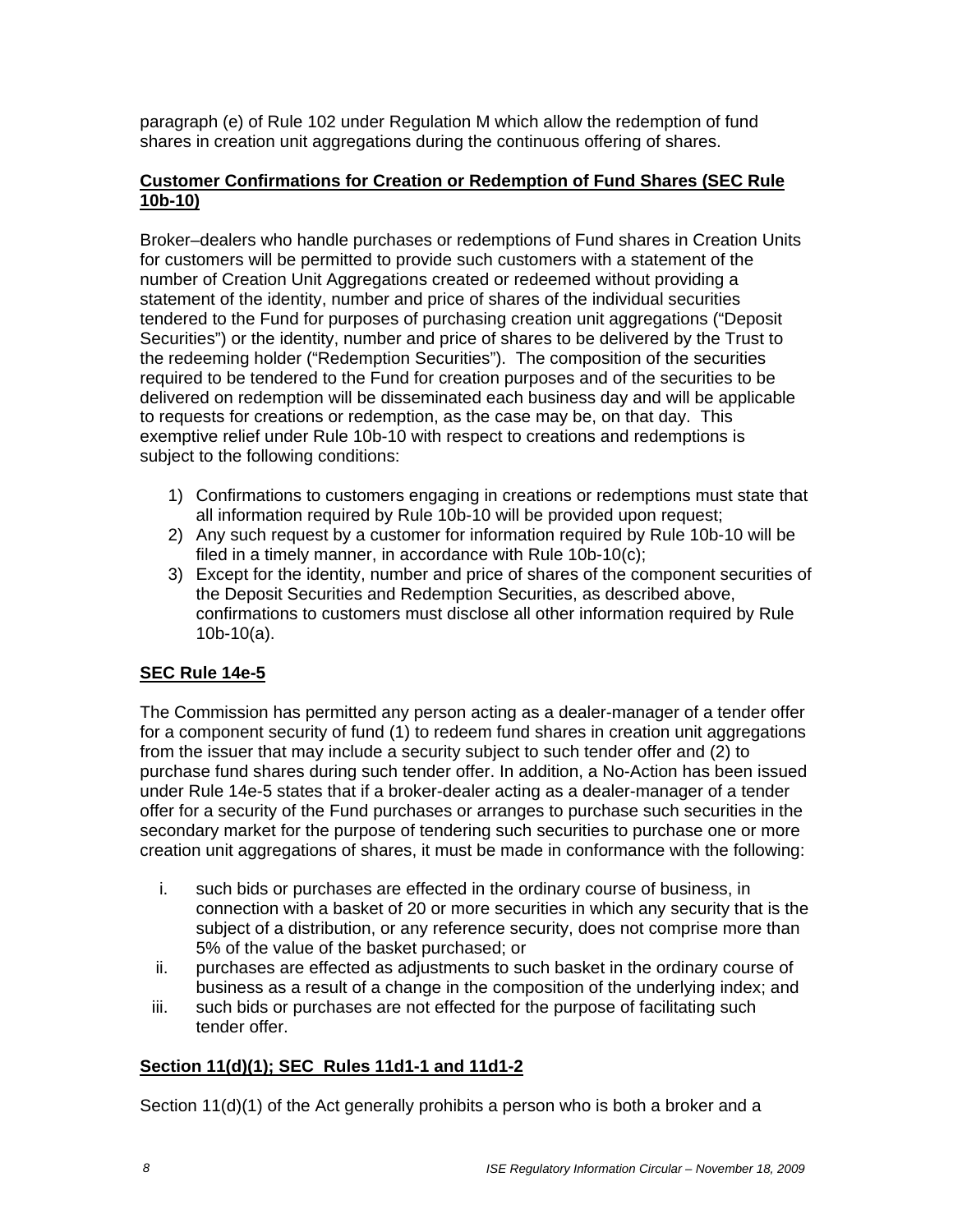paragraph (e) of Rule 102 under Regulation M which allow the redemption of fund shares in creation unit aggregations during the continuous offering of shares.

**Customer Confirmations for Creation or Redemption of Fund Shares (SEC Rule 10b-10)**

Broker–dealers who handle purchases or redemptions of Fund shares in Creation Units for customers will be permitted to provide such customers with a statement of the number of Creation Unit Aggregations created or redeemed without providing a statement of the identity, number and price of shares of the individual securities tendered to the Fund for purposes of purchasing creation unit aggregations ("Deposit Securities") or the identity, number and price of shares to be delivered by the Trust to the redeeming holder ("Redemption Securities"). The composition of the securities required to be tendered to the Fund for creation purposes and of the securities to be delivered on redemption will be disseminated each business day and will be applicable to requests for creations or redemption, as the case may be, on that day. This exemptive relief under Rule 10b-10 with respect to creations and redemptions is subject to the following conditions:

1) Confirmations to customers engaging in creations or redemptions must state that all information required by Rule 10b-10 will be provided upon request;
2) Any such request by a customer for information required by Rule 10b-10 will be filed in a timely manner, in accordance with Rule 10b-10(c);
3) Except for the identity, number and price of shares of the component securities of the Deposit Securities and Redemption Securities, as described above, confirmations to customers must disclose all other information required by Rule 10b-10(a).

**SEC Rule 14e-5**

The Commission has permitted any person acting as a dealer-manager of a tender offer for a component security of fund (1) to redeem fund shares in creation unit aggregations from the issuer that may include a security subject to such tender offer and (2) to purchase fund shares during such tender offer. In addition, a No-Action has been issued under Rule 14e-5 states that if a broker-dealer acting as a dealer-manager of a tender offer for a security of the Fund purchases or arranges to purchase such securities in the secondary market for the purpose of tendering such securities to purchase one or more creation unit aggregations of shares, it must be made in conformance with the following:

i. such bids or purchases are effected in the ordinary course of business, in connection with a basket of 20 or more securities in which any security that is the subject of a distribution, or any reference security, does not comprise more than 5% of the value of the basket purchased; or
ii. purchases are effected as adjustments to such basket in the ordinary course of business as a result of a change in the composition of the underlying index; and
iii. such bids or purchases are not effected for the purpose of facilitating such tender offer.

**Section 11(d)(1); SEC Rules 11d1-1 and 11d1-2**

Section 11(d)(1) of the Act generally prohibits a person who is both a broker and a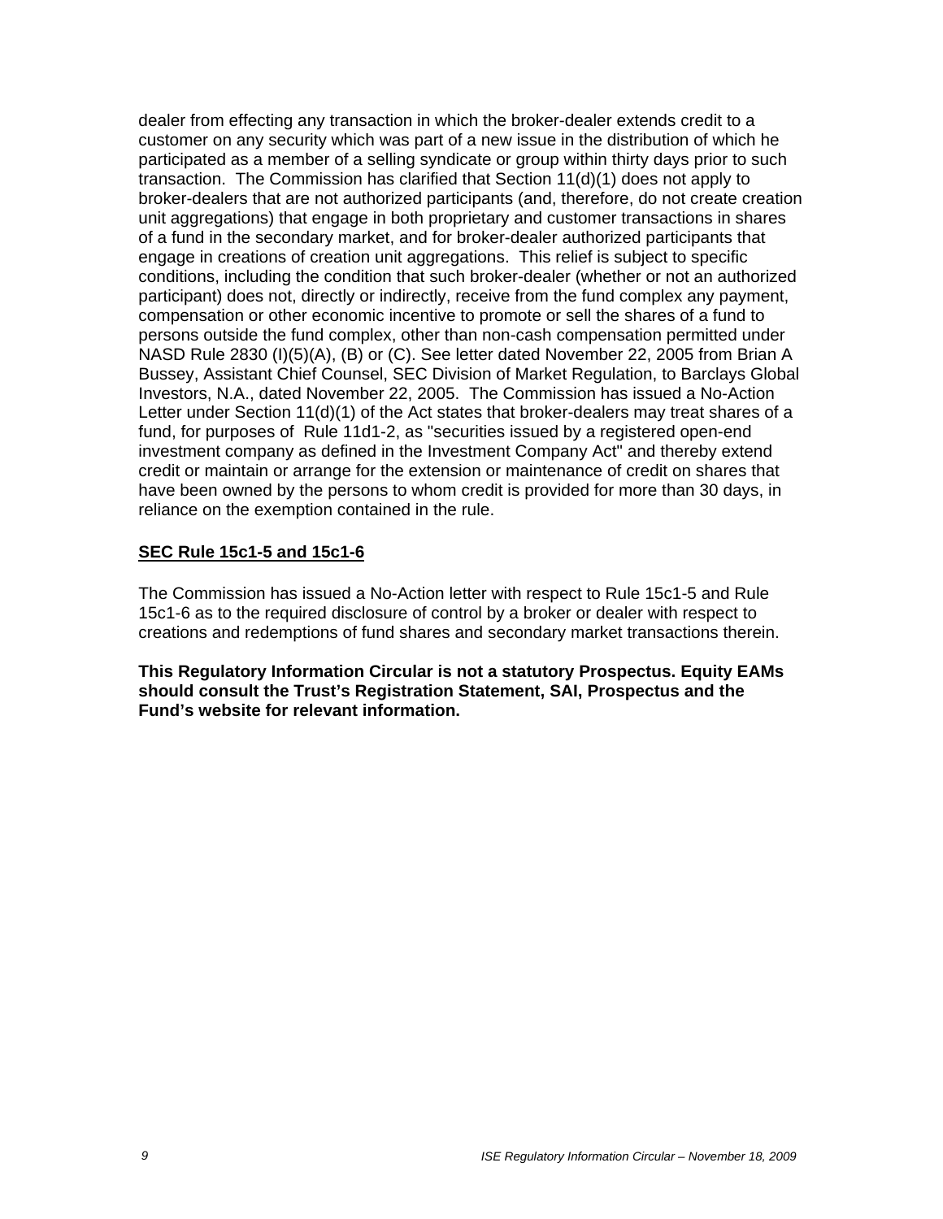dealer from effecting any transaction in which the broker-dealer extends credit to a customer on any security which was part of a new issue in the distribution of which he participated as a member of a selling syndicate or group within thirty days prior to such transaction. The Commission has clarified that Section 11(d)(1) does not apply to broker-dealers that are not authorized participants (and, therefore, do not create creation unit aggregations) that engage in both proprietary and customer transactions in shares of a fund in the secondary market, and for broker-dealer authorized participants that engage in creations of creation unit aggregations. This relief is subject to specific conditions, including the condition that such broker-dealer (whether or not an authorized participant) does not, directly or indirectly, receive from the fund complex any payment, compensation or other economic incentive to promote or sell the shares of a fund to persons outside the fund complex, other than non-cash compensation permitted under NASD Rule 2830 (I)(5)(A), (B) or (C). See letter dated November 22, 2005 from Brian A Bussey, Assistant Chief Counsel, SEC Division of Market Regulation, to Barclays Global Investors, N.A., dated November 22, 2005. The Commission has issued a No-Action Letter under Section 11(d)(1) of the Act states that broker-dealers may treat shares of a fund, for purposes of Rule 11d1-2, as "securities issued by a registered open-end investment company as defined in the Investment Company Act" and thereby extend credit or maintain or arrange for the extension or maintenance of credit on shares that have been owned by the persons to whom credit is provided for more than 30 days, in reliance on the exemption contained in the rule.

**SEC Rule 15c1-5 and 15c1-6**

The Commission has issued a No-Action letter with respect to Rule 15c1-5 and Rule 15c1-6 as to the required disclosure of control by a broker or dealer with respect to creations and redemptions of fund shares and secondary market transactions therein.

**This Regulatory Information Circular is not a statutory Prospectus. Equity EAMs should consult the Trust's Registration Statement, SAI, Prospectus and the Fund's website for relevant information.**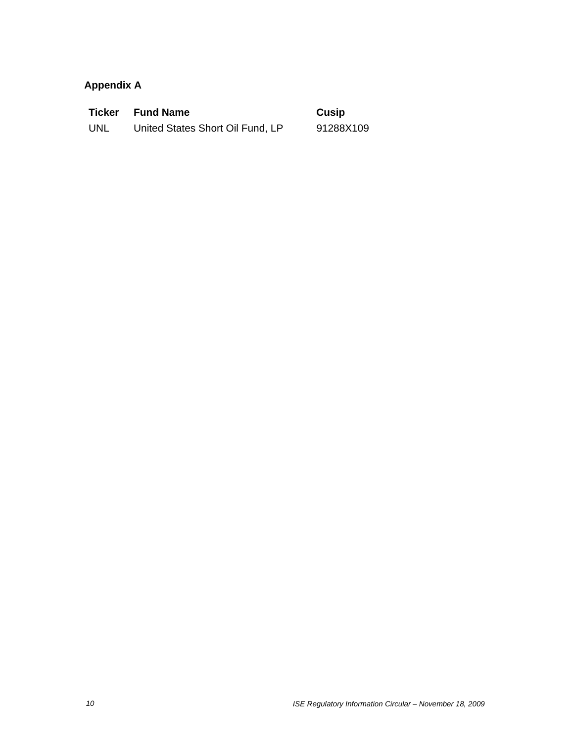**Appendix A**

| Ticker | Fund Name | Cusip |
|---|---|---|
| UNL | United States Short Oil Fund, LP | 91288X109 |